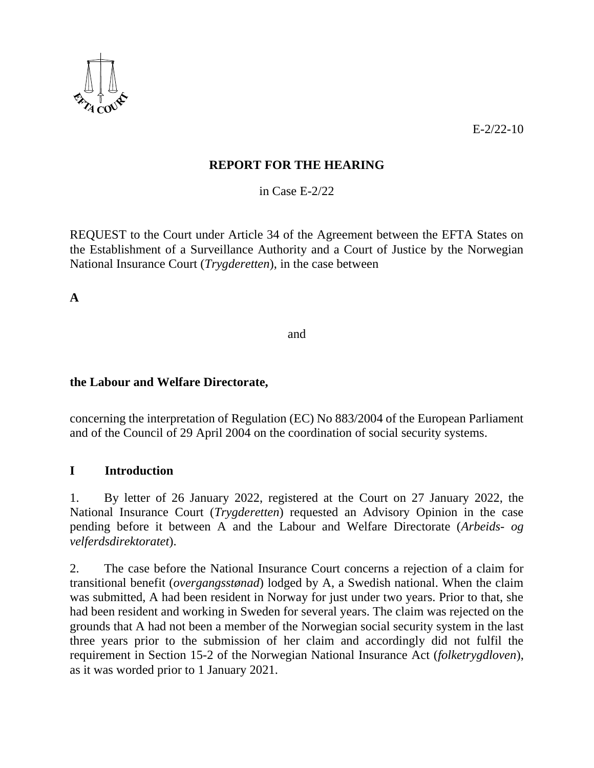E-2/22-10

## REPORT FOR THE HEARING

in Case E-2/22

REQUEST to the Court under Article 34 of the Agreement between the EFTA States on the Establishment of a Surveillance Authority and a Court of Justice by the Norwegian National Insurance Court (*Trygderetten*), in the case between

**A**

and

**the Labour and Welfare Directorate,**

concerning the interpretation of Regulation (EC) No 883/2004 of the European Parliament and of the Council of 29 April 2004 on the coordination of social security systems.

## I Introduction

1. By letter of 26 January 2022, registered at the Court on 27 January 2022, the National Insurance Court (*Trygderetten*) requested an Advisory Opinion in the case pending before it between A and the Labour and Welfare Directorate (*Arbeids- og velferdsdirektoratet*).

2. The case before the National Insurance Court concerns a rejection of a claim for transitional benefit (*overgangsstønad*) lodged by A, a Swedish national. When the claim was submitted, A had been resident in Norway for just under two years. Prior to that, she had been resident and working in Sweden for several years. The claim was rejected on the grounds that A had not been a member of the Norwegian social security system in the last three years prior to the submission of her claim and accordingly did not fulfil the requirement in Section 15-2 of the Norwegian National Insurance Act (*folketrygdloven*), as it was worded prior to 1 January 2021.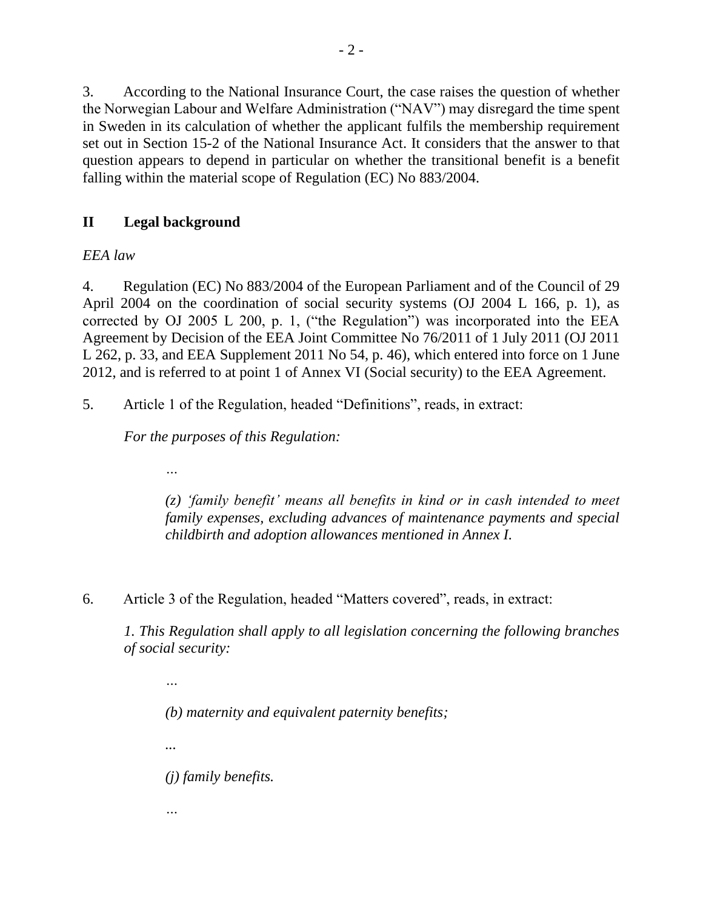3. According to the National Insurance Court, the case raises the question of whether the Norwegian Labour and Welfare Administration ("NAV") may disregard the time spent in Sweden in its calculation of whether the applicant fulfils the membership requirement set out in Section 15-2 of the National Insurance Act. It considers that the answer to that question appears to depend in particular on whether the transitional benefit is a benefit falling within the material scope of Regulation (EC) No 883/2004.

## II Legal background

*EEA law*

4. Regulation (EC) No 883/2004 of the European Parliament and of the Council of 29 April 2004 on the coordination of social security systems (OJ 2004 L 166, p. 1), as corrected by OJ 2005 L 200, p. 1, ("the Regulation") was incorporated into the EEA Agreement by Decision of the EEA Joint Committee No 76/2011 of 1 July 2011 (OJ 2011 L 262, p. 33, and EEA Supplement 2011 No 54, p. 46), which entered into force on 1 June 2012, and is referred to at point 1 of Annex VI (Social security) to the EEA Agreement.

5. Article 1 of the Regulation, headed "Definitions", reads, in extract:

> *For the purposes of this Regulation:*
>
> *…*
>
> *(z) 'family benefit' means all benefits in kind or in cash intended to meet family expenses, excluding advances of maintenance payments and special childbirth and adoption allowances mentioned in Annex I.*

6. Article 3 of the Regulation, headed "Matters covered", reads, in extract:

> *1. This Regulation shall apply to all legislation concerning the following branches of social security:*
>
> *…*
>
> *(b) maternity and equivalent paternity benefits;*
>
> *...*
>
> *(j) family benefits.*
>
> *…*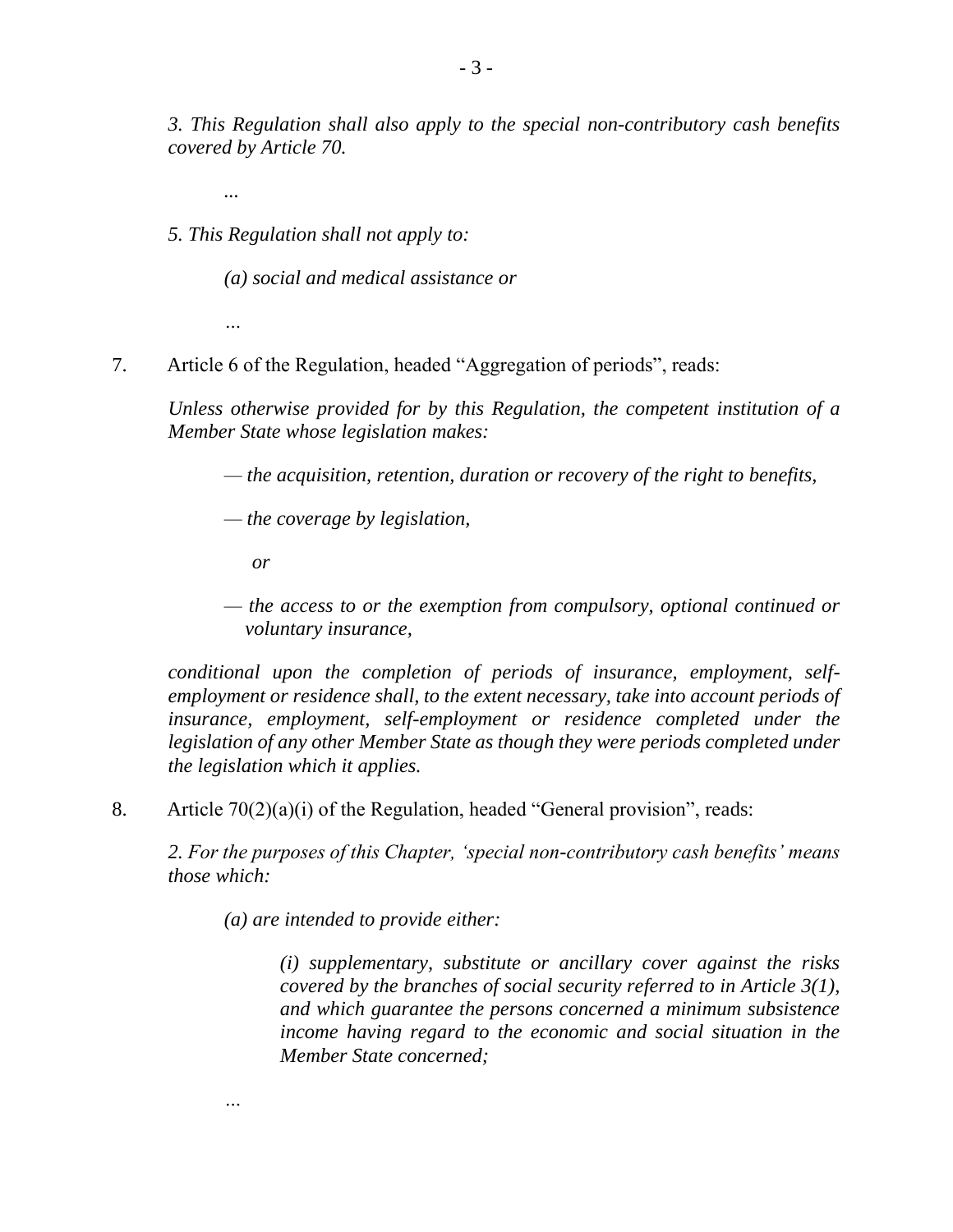*3. This Regulation shall also apply to the special non-contributory cash benefits covered by Article 70.*

*...*

*5. This Regulation shall not apply to:*

*(a) social and medical assistance or*

*...*

7. Article 6 of the Regulation, headed "Aggregation of periods", reads:

*Unless otherwise provided for by this Regulation, the competent institution of a Member State whose legislation makes:*

*— the acquisition, retention, duration or recovery of the right to benefits,*

*— the coverage by legislation,*

*or*

*— the access to or the exemption from compulsory, optional continued or voluntary insurance,*

*conditional upon the completion of periods of insurance, employment, self-employment or residence shall, to the extent necessary, take into account periods of insurance, employment, self-employment or residence completed under the legislation of any other Member State as though they were periods completed under the legislation which it applies.*

8. Article 70(2)(a)(i) of the Regulation, headed "General provision", reads:

*2. For the purposes of this Chapter, 'special non-contributory cash benefits' means those which:*

*(a) are intended to provide either:*

*(i) supplementary, substitute or ancillary cover against the risks covered by the branches of social security referred to in Article 3(1), and which guarantee the persons concerned a minimum subsistence income having regard to the economic and social situation in the Member State concerned;*

*...*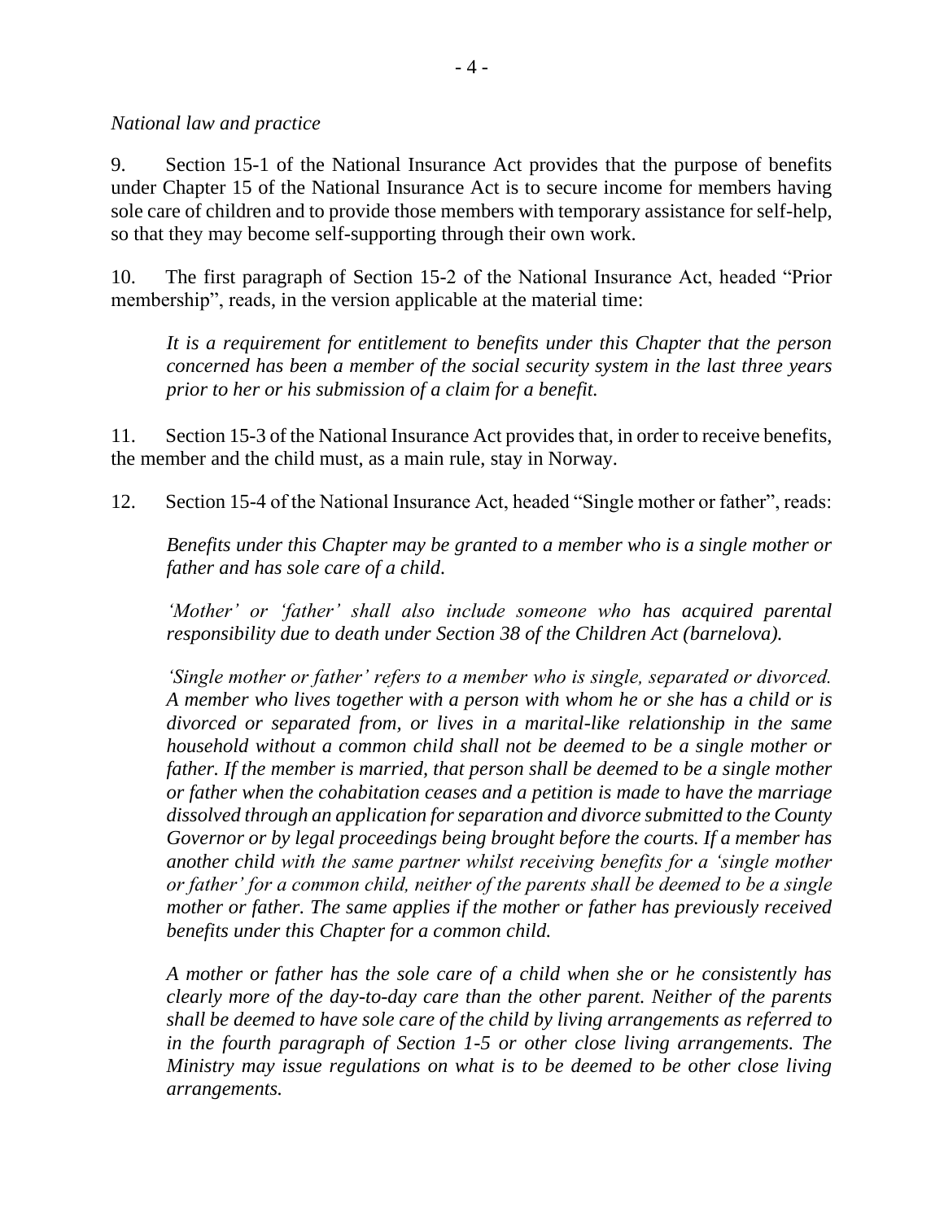*National law and practice*

9. Section 15-1 of the National Insurance Act provides that the purpose of benefits under Chapter 15 of the National Insurance Act is to secure income for members having sole care of children and to provide those members with temporary assistance for self-help, so that they may become self-supporting through their own work.

10. The first paragraph of Section 15-2 of the National Insurance Act, headed "Prior membership", reads, in the version applicable at the material time:

> *It is a requirement for entitlement to benefits under this Chapter that the person concerned has been a member of the social security system in the last three years prior to her or his submission of a claim for a benefit.*

11. Section 15-3 of the National Insurance Act provides that, in order to receive benefits, the member and the child must, as a main rule, stay in Norway.

12. Section 15-4 of the National Insurance Act, headed "Single mother or father", reads:

> *Benefits under this Chapter may be granted to a member who is a single mother or father and has sole care of a child.*
>
> *'Mother' or 'father' shall also include someone who has acquired parental responsibility due to death under Section 38 of the Children Act (barnelova).*
>
> *'Single mother or father' refers to a member who is single, separated or divorced. A member who lives together with a person with whom he or she has a child or is divorced or separated from, or lives in a marital-like relationship in the same household without a common child shall not be deemed to be a single mother or father. If the member is married, that person shall be deemed to be a single mother or father when the cohabitation ceases and a petition is made to have the marriage dissolved through an application for separation and divorce submitted to the County Governor or by legal proceedings being brought before the courts. If a member has another child with the same partner whilst receiving benefits for a 'single mother or father' for a common child, neither of the parents shall be deemed to be a single mother or father. The same applies if the mother or father has previously received benefits under this Chapter for a common child.*
>
> *A mother or father has the sole care of a child when she or he consistently has clearly more of the day-to-day care than the other parent. Neither of the parents shall be deemed to have sole care of the child by living arrangements as referred to in the fourth paragraph of Section 1-5 or other close living arrangements. The Ministry may issue regulations on what is to be deemed to be other close living arrangements.*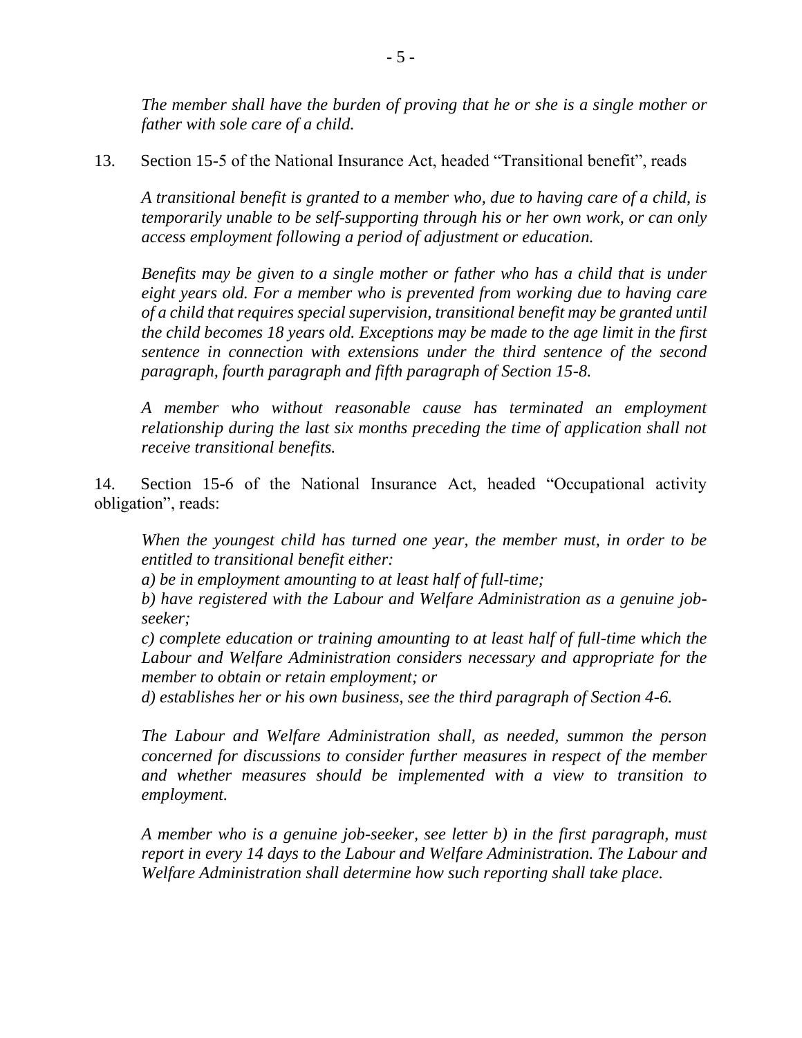*The member shall have the burden of proving that he or she is a single mother or father with sole care of a child.*

13. Section 15-5 of the National Insurance Act, headed "Transitional benefit", reads

*A transitional benefit is granted to a member who, due to having care of a child, is temporarily unable to be self-supporting through his or her own work, or can only access employment following a period of adjustment or education.*

*Benefits may be given to a single mother or father who has a child that is under eight years old. For a member who is prevented from working due to having care of a child that requires special supervision, transitional benefit may be granted until the child becomes 18 years old. Exceptions may be made to the age limit in the first sentence in connection with extensions under the third sentence of the second paragraph, fourth paragraph and fifth paragraph of Section 15-8.*

*A member who without reasonable cause has terminated an employment relationship during the last six months preceding the time of application shall not receive transitional benefits.*

14. Section 15-6 of the National Insurance Act, headed "Occupational activity obligation", reads:

*When the youngest child has turned one year, the member must, in order to be entitled to transitional benefit either:*
*a) be in employment amounting to at least half of full-time;*
*b) have registered with the Labour and Welfare Administration as a genuine job-seeker;*
*c) complete education or training amounting to at least half of full-time which the Labour and Welfare Administration considers necessary and appropriate for the member to obtain or retain employment; or*
*d) establishes her or his own business, see the third paragraph of Section 4-6.*

*The Labour and Welfare Administration shall, as needed, summon the person concerned for discussions to consider further measures in respect of the member and whether measures should be implemented with a view to transition to employment.*

*A member who is a genuine job-seeker, see letter b) in the first paragraph, must report in every 14 days to the Labour and Welfare Administration. The Labour and Welfare Administration shall determine how such reporting shall take place.*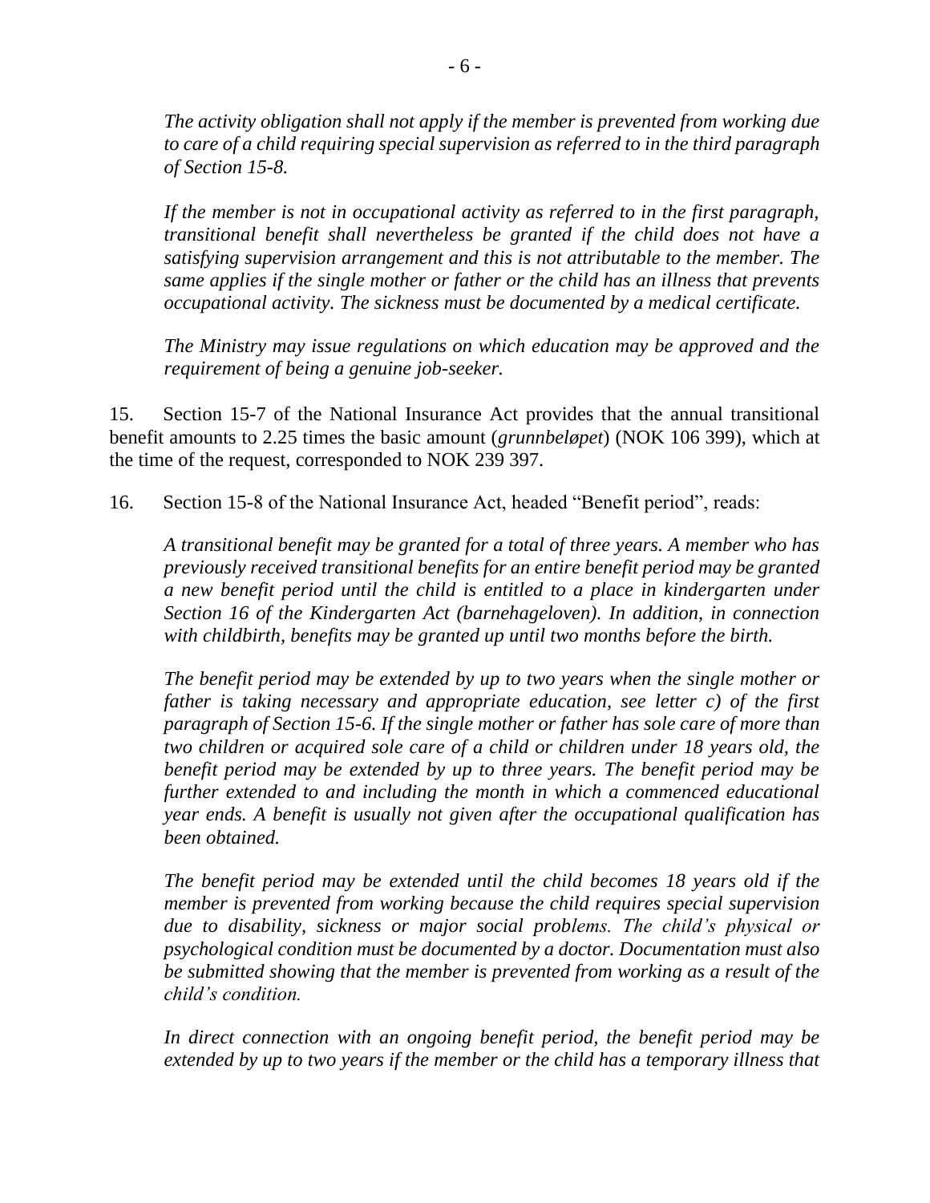*The activity obligation shall not apply if the member is prevented from working due to care of a child requiring special supervision as referred to in the third paragraph of Section 15-8.*

*If the member is not in occupational activity as referred to in the first paragraph, transitional benefit shall nevertheless be granted if the child does not have a satisfying supervision arrangement and this is not attributable to the member. The same applies if the single mother or father or the child has an illness that prevents occupational activity. The sickness must be documented by a medical certificate.*

*The Ministry may issue regulations on which education may be approved and the requirement of being a genuine job-seeker.*

15. Section 15-7 of the National Insurance Act provides that the annual transitional benefit amounts to 2.25 times the basic amount (*grunnbeløpet*) (NOK 106 399), which at the time of the request, corresponded to NOK 239 397.

16. Section 15-8 of the National Insurance Act, headed "Benefit period", reads:

*A transitional benefit may be granted for a total of three years. A member who has previously received transitional benefits for an entire benefit period may be granted a new benefit period until the child is entitled to a place in kindergarten under Section 16 of the Kindergarten Act (barnehageloven). In addition, in connection with childbirth, benefits may be granted up until two months before the birth.*

*The benefit period may be extended by up to two years when the single mother or father is taking necessary and appropriate education, see letter c) of the first paragraph of Section 15-6. If the single mother or father has sole care of more than two children or acquired sole care of a child or children under 18 years old, the benefit period may be extended by up to three years. The benefit period may be further extended to and including the month in which a commenced educational year ends. A benefit is usually not given after the occupational qualification has been obtained.*

*The benefit period may be extended until the child becomes 18 years old if the member is prevented from working because the child requires special supervision due to disability, sickness or major social problems. The child's physical or psychological condition must be documented by a doctor. Documentation must also be submitted showing that the member is prevented from working as a result of the child's condition.*

*In direct connection with an ongoing benefit period, the benefit period may be extended by up to two years if the member or the child has a temporary illness that*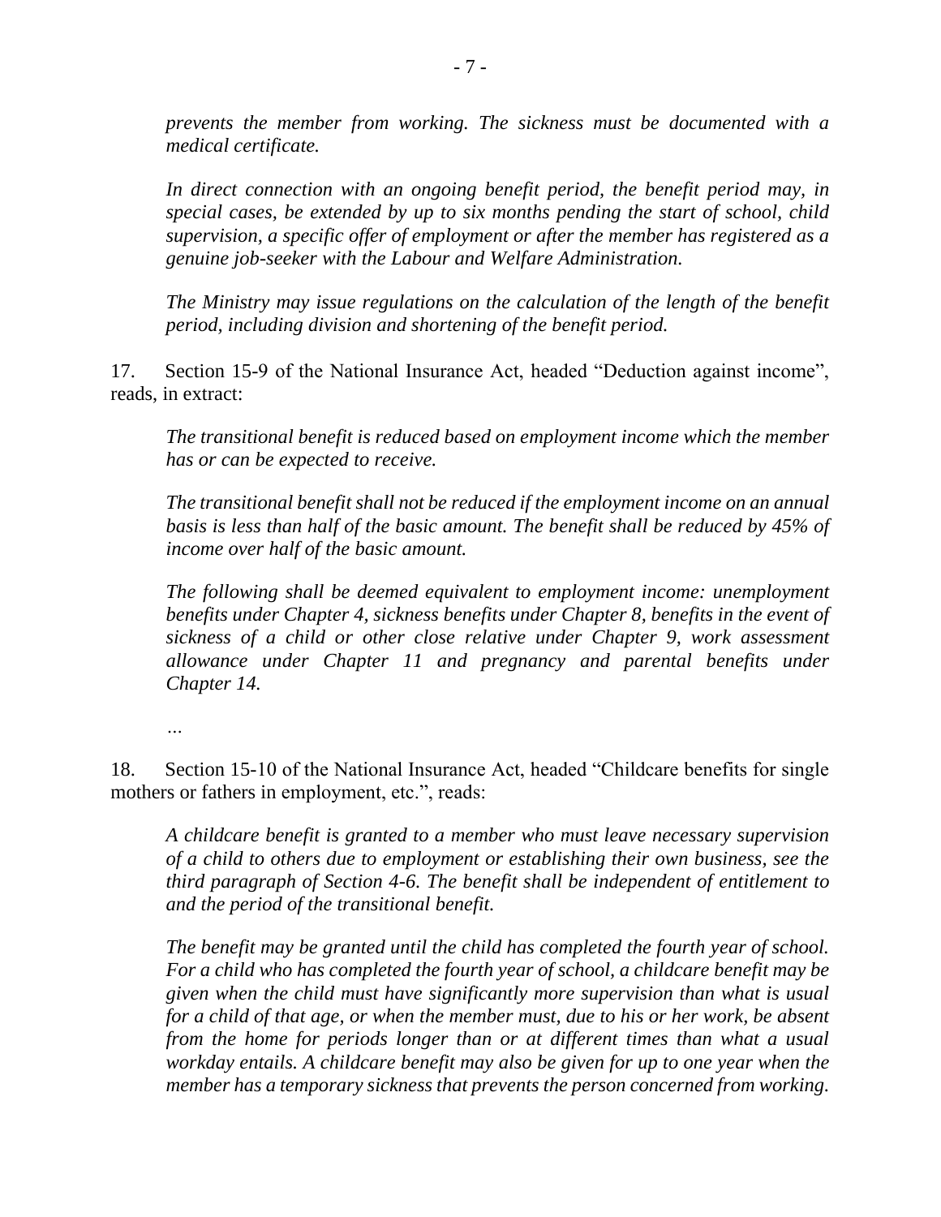*prevents the member from working. The sickness must be documented with a medical certificate.*

*In direct connection with an ongoing benefit period, the benefit period may, in special cases, be extended by up to six months pending the start of school, child supervision, a specific offer of employment or after the member has registered as a genuine job-seeker with the Labour and Welfare Administration.*

*The Ministry may issue regulations on the calculation of the length of the benefit period, including division and shortening of the benefit period.*

17. Section 15-9 of the National Insurance Act, headed "Deduction against income", reads, in extract:

*The transitional benefit is reduced based on employment income which the member has or can be expected to receive.*

*The transitional benefit shall not be reduced if the employment income on an annual basis is less than half of the basic amount. The benefit shall be reduced by 45% of income over half of the basic amount.*

*The following shall be deemed equivalent to employment income: unemployment benefits under Chapter 4, sickness benefits under Chapter 8, benefits in the event of sickness of a child or other close relative under Chapter 9, work assessment allowance under Chapter 11 and pregnancy and parental benefits under Chapter 14.*

*…*

18. Section 15-10 of the National Insurance Act, headed "Childcare benefits for single mothers or fathers in employment, etc.", reads:

*A childcare benefit is granted to a member who must leave necessary supervision of a child to others due to employment or establishing their own business, see the third paragraph of Section 4-6. The benefit shall be independent of entitlement to and the period of the transitional benefit.*

*The benefit may be granted until the child has completed the fourth year of school. For a child who has completed the fourth year of school, a childcare benefit may be given when the child must have significantly more supervision than what is usual for a child of that age, or when the member must, due to his or her work, be absent from the home for periods longer than or at different times than what a usual workday entails. A childcare benefit may also be given for up to one year when the member has a temporary sickness that prevents the person concerned from working.*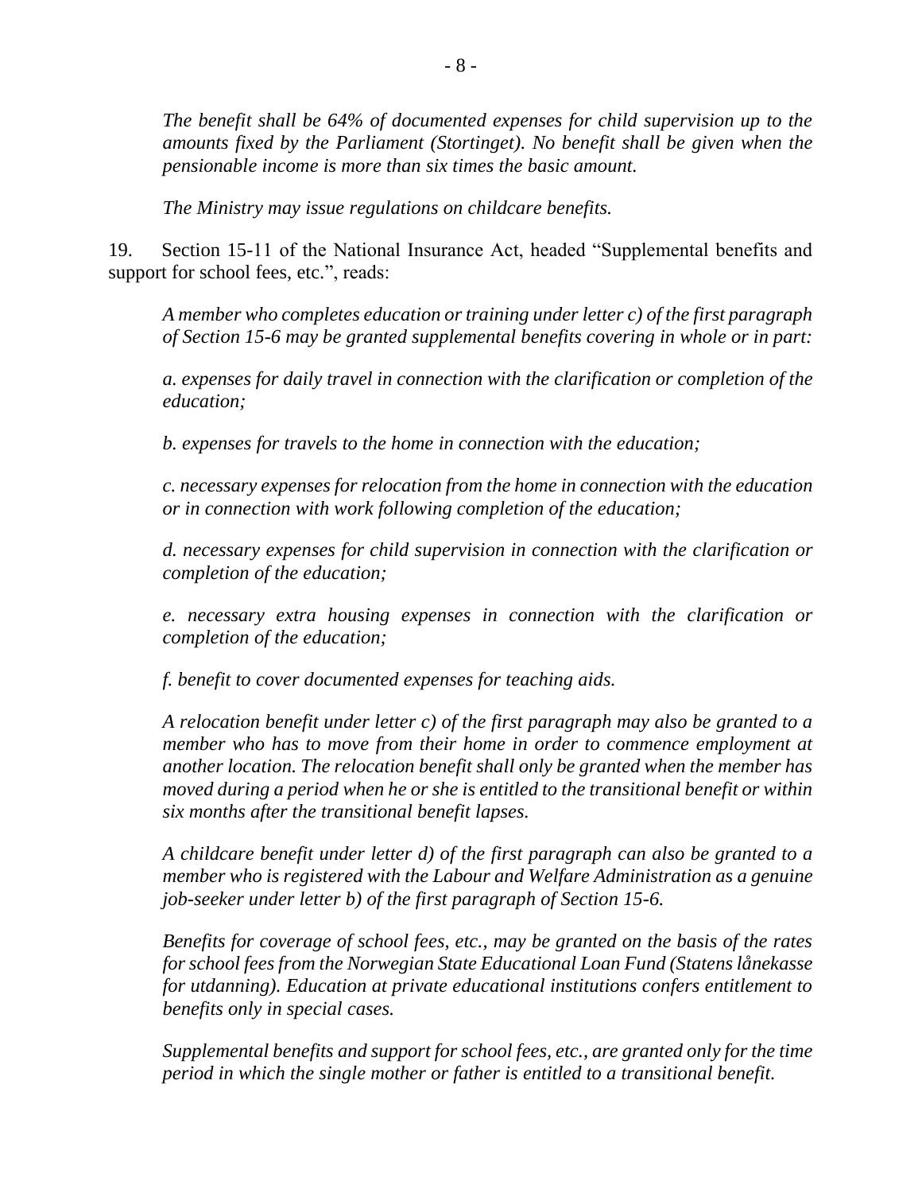*The benefit shall be 64% of documented expenses for child supervision up to the amounts fixed by the Parliament (Stortinget). No benefit shall be given when the pensionable income is more than six times the basic amount.*

*The Ministry may issue regulations on childcare benefits.*

19. Section 15-11 of the National Insurance Act, headed "Supplemental benefits and support for school fees, etc.", reads:

*A member who completes education or training under letter c) of the first paragraph of Section 15-6 may be granted supplemental benefits covering in whole or in part:*

*a. expenses for daily travel in connection with the clarification or completion of the education;*

*b. expenses for travels to the home in connection with the education;*

*c. necessary expenses for relocation from the home in connection with the education or in connection with work following completion of the education;*

*d. necessary expenses for child supervision in connection with the clarification or completion of the education;*

*e. necessary extra housing expenses in connection with the clarification or completion of the education;*

*f. benefit to cover documented expenses for teaching aids.*

*A relocation benefit under letter c) of the first paragraph may also be granted to a member who has to move from their home in order to commence employment at another location. The relocation benefit shall only be granted when the member has moved during a period when he or she is entitled to the transitional benefit or within six months after the transitional benefit lapses.*

*A childcare benefit under letter d) of the first paragraph can also be granted to a member who is registered with the Labour and Welfare Administration as a genuine job-seeker under letter b) of the first paragraph of Section 15-6.*

*Benefits for coverage of school fees, etc., may be granted on the basis of the rates for school fees from the Norwegian State Educational Loan Fund (Statens lånekasse for utdanning). Education at private educational institutions confers entitlement to benefits only in special cases.*

*Supplemental benefits and support for school fees, etc., are granted only for the time period in which the single mother or father is entitled to a transitional benefit.*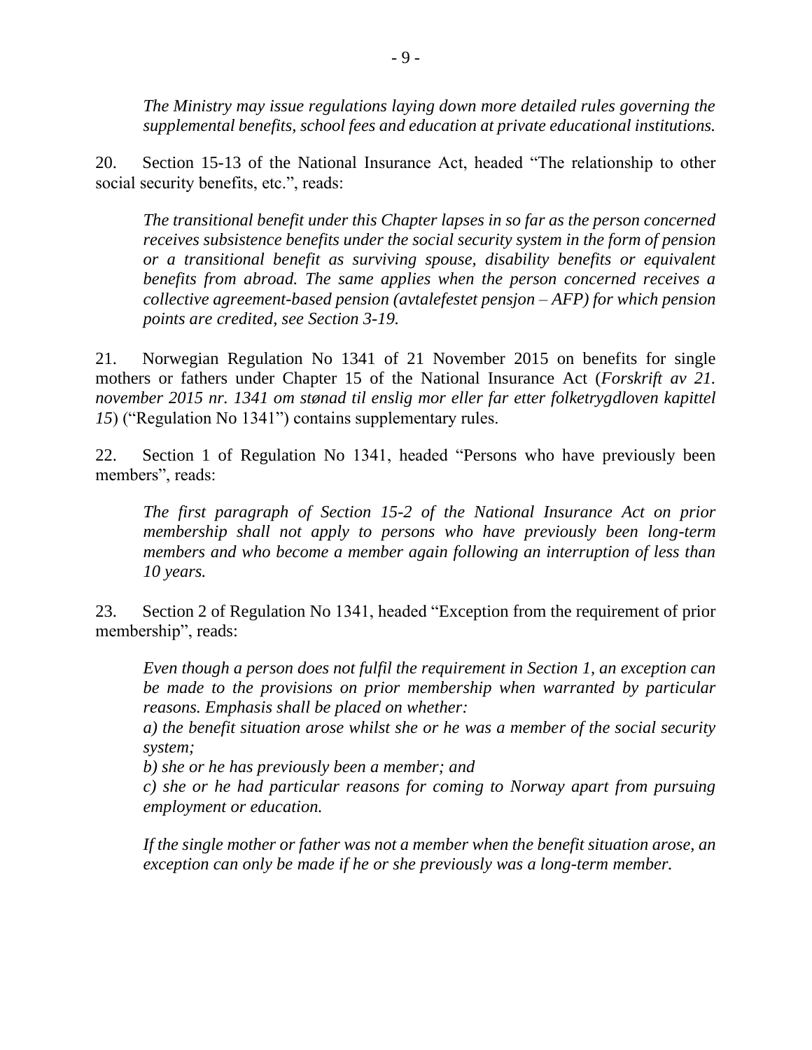*The Ministry may issue regulations laying down more detailed rules governing the supplemental benefits, school fees and education at private educational institutions.*

20. Section 15-13 of the National Insurance Act, headed "The relationship to other social security benefits, etc.", reads:

*The transitional benefit under this Chapter lapses in so far as the person concerned receives subsistence benefits under the social security system in the form of pension or a transitional benefit as surviving spouse, disability benefits or equivalent benefits from abroad. The same applies when the person concerned receives a collective agreement-based pension (avtalefestet pensjon – AFP) for which pension points are credited, see Section 3-19.*

21. Norwegian Regulation No 1341 of 21 November 2015 on benefits for single mothers or fathers under Chapter 15 of the National Insurance Act (*Forskrift av 21. november 2015 nr. 1341 om stønad til enslig mor eller far etter folketrygdloven kapittel 15*) ("Regulation No 1341") contains supplementary rules.

22. Section 1 of Regulation No 1341, headed "Persons who have previously been members", reads:

*The first paragraph of Section 15-2 of the National Insurance Act on prior membership shall not apply to persons who have previously been long-term members and who become a member again following an interruption of less than 10 years.*

23. Section 2 of Regulation No 1341, headed "Exception from the requirement of prior membership", reads:

*Even though a person does not fulfil the requirement in Section 1, an exception can be made to the provisions on prior membership when warranted by particular reasons. Emphasis shall be placed on whether:*
*a) the benefit situation arose whilst she or he was a member of the social security system;*
*b) she or he has previously been a member; and*
*c) she or he had particular reasons for coming to Norway apart from pursuing employment or education.*

*If the single mother or father was not a member when the benefit situation arose, an exception can only be made if he or she previously was a long-term member.*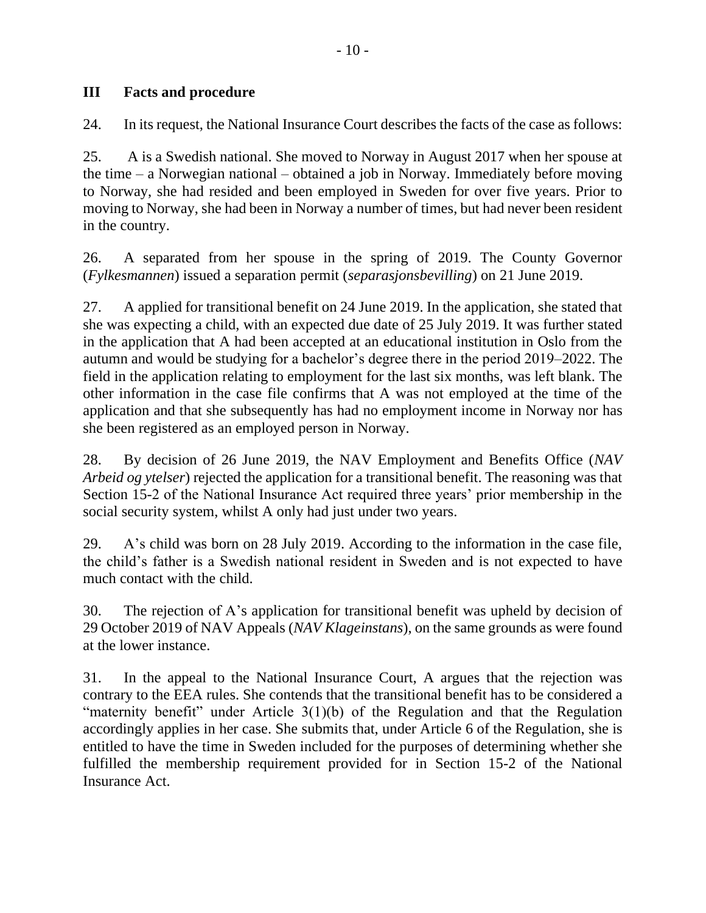## III Facts and procedure

24. In its request, the National Insurance Court describes the facts of the case as follows:

25. A is a Swedish national. She moved to Norway in August 2017 when her spouse at the time – a Norwegian national – obtained a job in Norway. Immediately before moving to Norway, she had resided and been employed in Sweden for over five years. Prior to moving to Norway, she had been in Norway a number of times, but had never been resident in the country.

26. A separated from her spouse in the spring of 2019. The County Governor (*Fylkesmannen*) issued a separation permit (*separasjonsbevilling*) on 21 June 2019.

27. A applied for transitional benefit on 24 June 2019. In the application, she stated that she was expecting a child, with an expected due date of 25 July 2019. It was further stated in the application that A had been accepted at an educational institution in Oslo from the autumn and would be studying for a bachelor's degree there in the period 2019–2022. The field in the application relating to employment for the last six months, was left blank. The other information in the case file confirms that A was not employed at the time of the application and that she subsequently has had no employment income in Norway nor has she been registered as an employed person in Norway.

28. By decision of 26 June 2019, the NAV Employment and Benefits Office (*NAV Arbeid og ytelser*) rejected the application for a transitional benefit. The reasoning was that Section 15-2 of the National Insurance Act required three years' prior membership in the social security system, whilst A only had just under two years.

29. A's child was born on 28 July 2019. According to the information in the case file, the child's father is a Swedish national resident in Sweden and is not expected to have much contact with the child.

30. The rejection of A's application for transitional benefit was upheld by decision of 29 October 2019 of NAV Appeals (*NAV Klageinstans*), on the same grounds as were found at the lower instance.

31. In the appeal to the National Insurance Court, A argues that the rejection was contrary to the EEA rules. She contends that the transitional benefit has to be considered a "maternity benefit" under Article 3(1)(b) of the Regulation and that the Regulation accordingly applies in her case. She submits that, under Article 6 of the Regulation, she is entitled to have the time in Sweden included for the purposes of determining whether she fulfilled the membership requirement provided for in Section 15-2 of the National Insurance Act.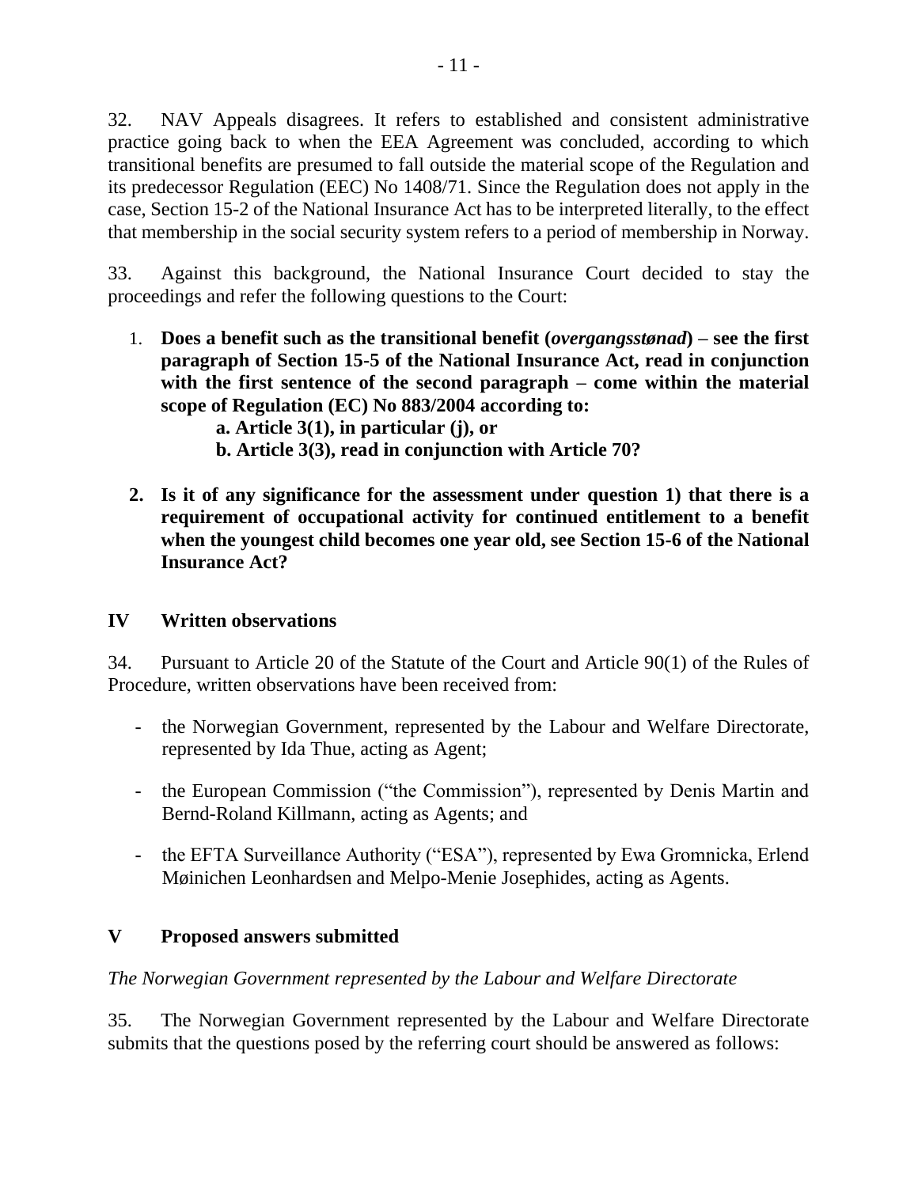32. NAV Appeals disagrees. It refers to established and consistent administrative practice going back to when the EEA Agreement was concluded, according to which transitional benefits are presumed to fall outside the material scope of the Regulation and its predecessor Regulation (EEC) No 1408/71. Since the Regulation does not apply in the case, Section 15-2 of the National Insurance Act has to be interpreted literally, to the effect that membership in the social security system refers to a period of membership in Norway.

33. Against this background, the National Insurance Court decided to stay the proceedings and refer the following questions to the Court:

1. **Does a benefit such as the transitional benefit (*overgangsstønad*) – see the first paragraph of Section 15-5 of the National Insurance Act, read in conjunction with the first sentence of the second paragraph – come within the material scope of Regulation (EC) No 883/2004 according to:**
   **a. Article 3(1), in particular (j), or**
   **b. Article 3(3), read in conjunction with Article 70?**

2. **Is it of any significance for the assessment under question 1) that there is a requirement of occupational activity for continued entitlement to a benefit when the youngest child becomes one year old, see Section 15-6 of the National Insurance Act?**

## IV Written observations

34. Pursuant to Article 20 of the Statute of the Court and Article 90(1) of the Rules of Procedure, written observations have been received from:

- the Norwegian Government, represented by the Labour and Welfare Directorate, represented by Ida Thue, acting as Agent;
- the European Commission ("the Commission"), represented by Denis Martin and Bernd-Roland Killmann, acting as Agents; and
- the EFTA Surveillance Authority ("ESA"), represented by Ewa Gromnicka, Erlend Møinichen Leonhardsen and Melpo-Menie Josephides, acting as Agents.

## V Proposed answers submitted

*The Norwegian Government represented by the Labour and Welfare Directorate*

35. The Norwegian Government represented by the Labour and Welfare Directorate submits that the questions posed by the referring court should be answered as follows: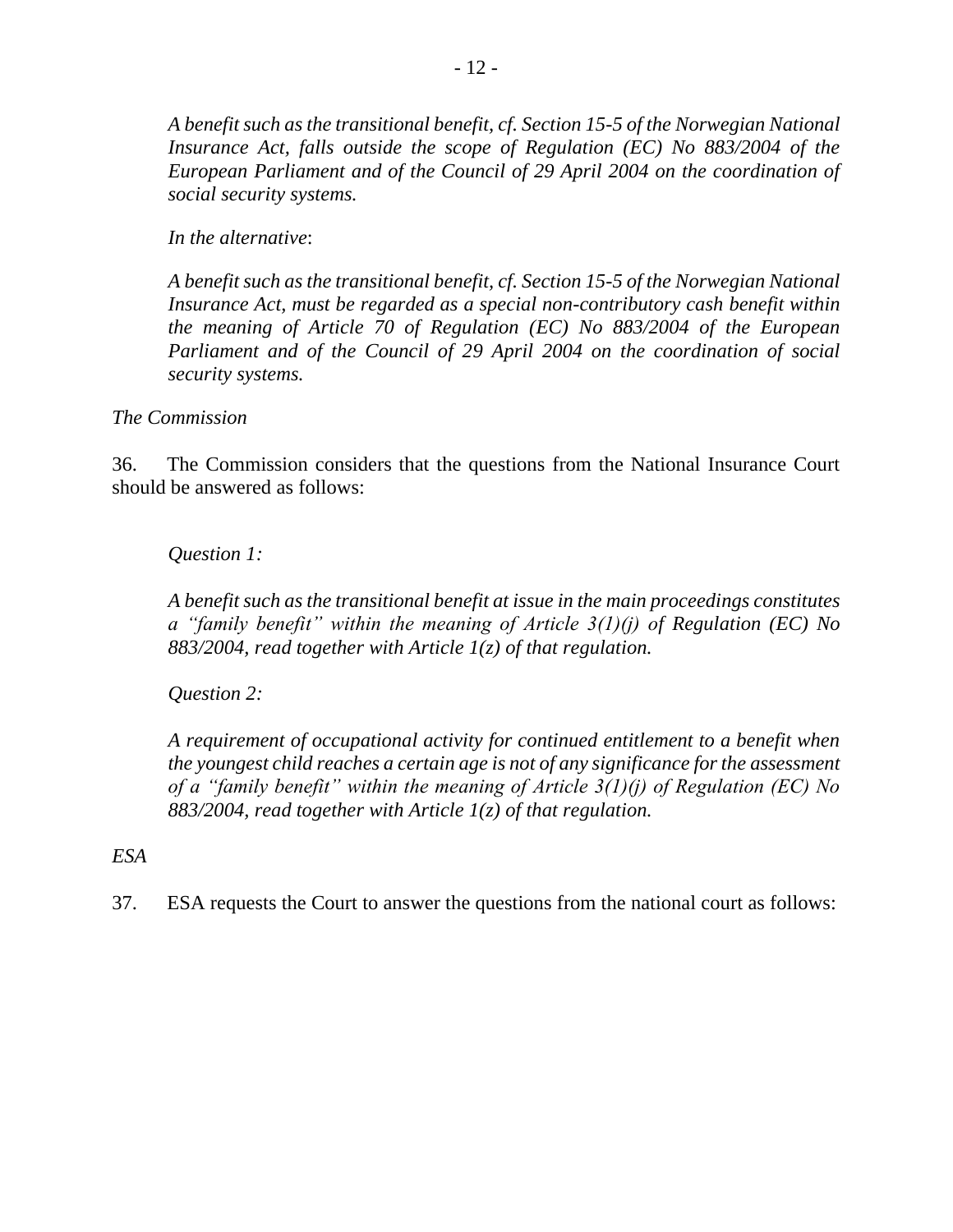*A benefit such as the transitional benefit, cf. Section 15-5 of the Norwegian National Insurance Act, falls outside the scope of Regulation (EC) No 883/2004 of the European Parliament and of the Council of 29 April 2004 on the coordination of social security systems.*

*In the alternative*:

*A benefit such as the transitional benefit, cf. Section 15-5 of the Norwegian National Insurance Act, must be regarded as a special non-contributory cash benefit within the meaning of Article 70 of Regulation (EC) No 883/2004 of the European Parliament and of the Council of 29 April 2004 on the coordination of social security systems.*

*The Commission*

36. The Commission considers that the questions from the National Insurance Court should be answered as follows:

*Question 1:*

*A benefit such as the transitional benefit at issue in the main proceedings constitutes a "family benefit" within the meaning of Article 3(1)(j) of Regulation (EC) No 883/2004, read together with Article 1(z) of that regulation.*

*Question 2:*

*A requirement of occupational activity for continued entitlement to a benefit when the youngest child reaches a certain age is not of any significance for the assessment of a "family benefit" within the meaning of Article 3(1)(j) of Regulation (EC) No 883/2004, read together with Article 1(z) of that regulation.*

*ESA*

37. ESA requests the Court to answer the questions from the national court as follows: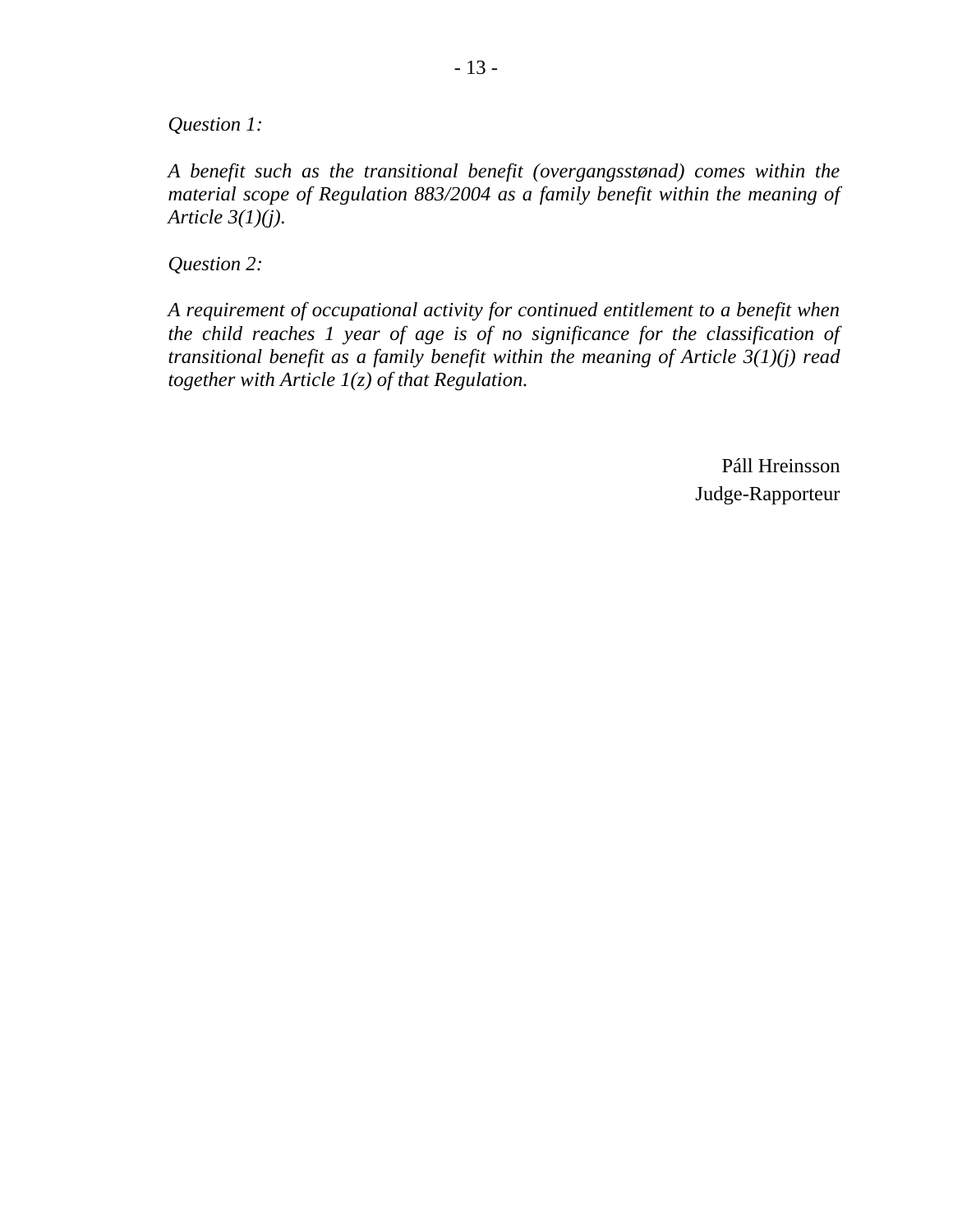*Question 1:*

*A benefit such as the transitional benefit (overgangsstønad) comes within the material scope of Regulation 883/2004 as a family benefit within the meaning of Article 3(1)(j).*

*Question 2:*

*A requirement of occupational activity for continued entitlement to a benefit when the child reaches 1 year of age is of no significance for the classification of transitional benefit as a family benefit within the meaning of Article 3(1)(j) read together with Article 1(z) of that Regulation.*

Páll Hreinsson
Judge-Rapporteur